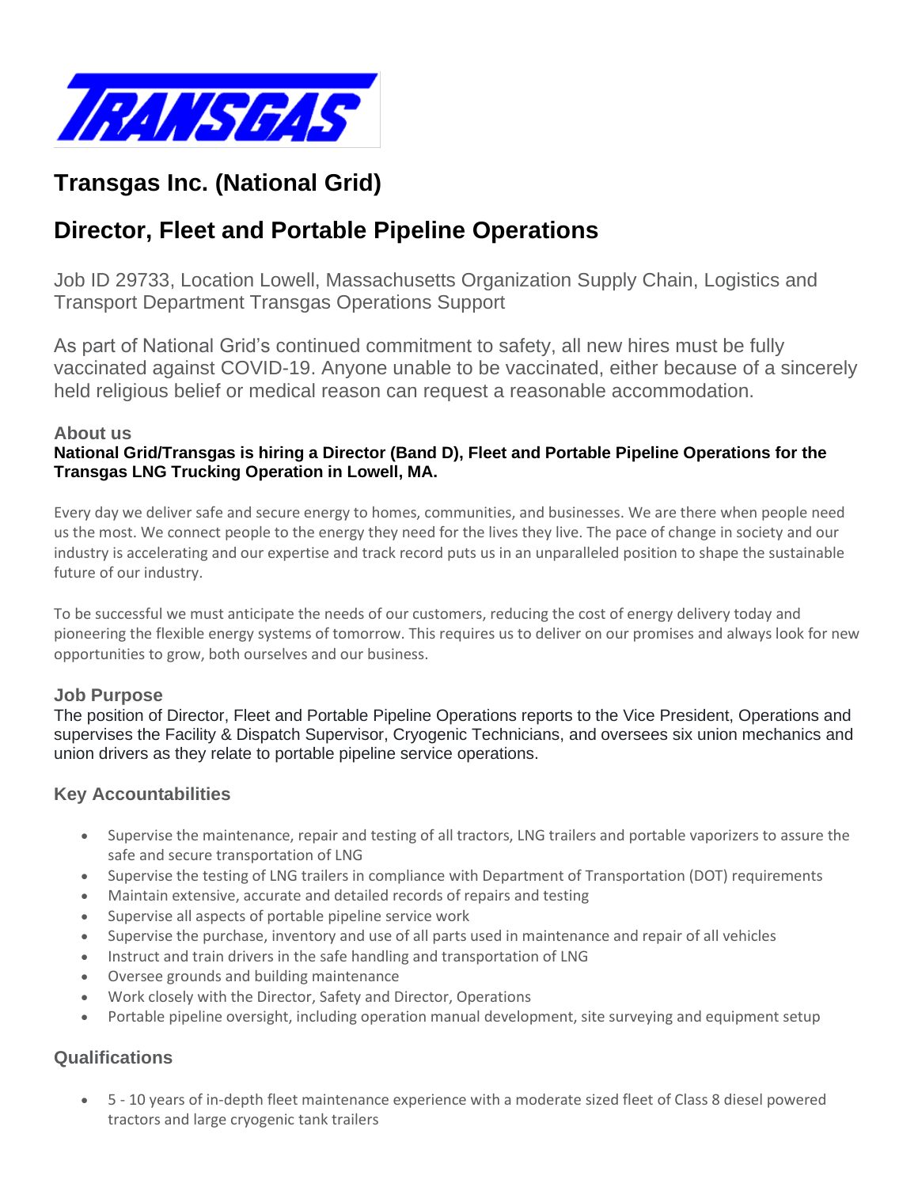TRANSGAS

# Transgas Inc. (National Grid)

# Director, Fleet and Portable Pipeline Operations

Job ID 29733, Location Lowell, Massachusetts Organization Supply Chain, Logistics and Transport Department Transgas Operations Support

As part of National Grid's continued commitment to safety, all new hires must be fully vaccinated against COVID-19. Anyone unable to be vaccinated, either because of a sincerely held religious belief or medical reason can request a reasonable accommodation.

### About us

**National Grid/Transgas is hiring a Director (Band D), Fleet and Portable Pipeline Operations for the Transgas LNG Trucking Operation in Lowell, MA.**

Every day we deliver safe and secure energy to homes, communities, and businesses. We are there when people need us the most. We connect people to the energy they need for the lives they live. The pace of change in society and our industry is accelerating and our expertise and track record puts us in an unparalleled position to shape the sustainable future of our industry.

To be successful we must anticipate the needs of our customers, reducing the cost of energy delivery today and pioneering the flexible energy systems of tomorrow. This requires us to deliver on our promises and always look for new opportunities to grow, both ourselves and our business.

### Job Purpose

The position of Director, Fleet and Portable Pipeline Operations reports to the Vice President, Operations and supervises the Facility & Dispatch Supervisor, Cryogenic Technicians, and oversees six union mechanics and union drivers as they relate to portable pipeline service operations.

### Key Accountabilities

- Supervise the maintenance, repair and testing of all tractors, LNG trailers and portable vaporizers to assure the safe and secure transportation of LNG
- Supervise the testing of LNG trailers in compliance with Department of Transportation (DOT) requirements
- Maintain extensive, accurate and detailed records of repairs and testing
- Supervise all aspects of portable pipeline service work
- Supervise the purchase, inventory and use of all parts used in maintenance and repair of all vehicles
- Instruct and train drivers in the safe handling and transportation of LNG
- Oversee grounds and building maintenance
- Work closely with the Director, Safety and Director, Operations
- Portable pipeline oversight, including operation manual development, site surveying and equipment setup

### Qualifications

- 5 - 10 years of in-depth fleet maintenance experience with a moderate sized fleet of Class 8 diesel powered tractors and large cryogenic tank trailers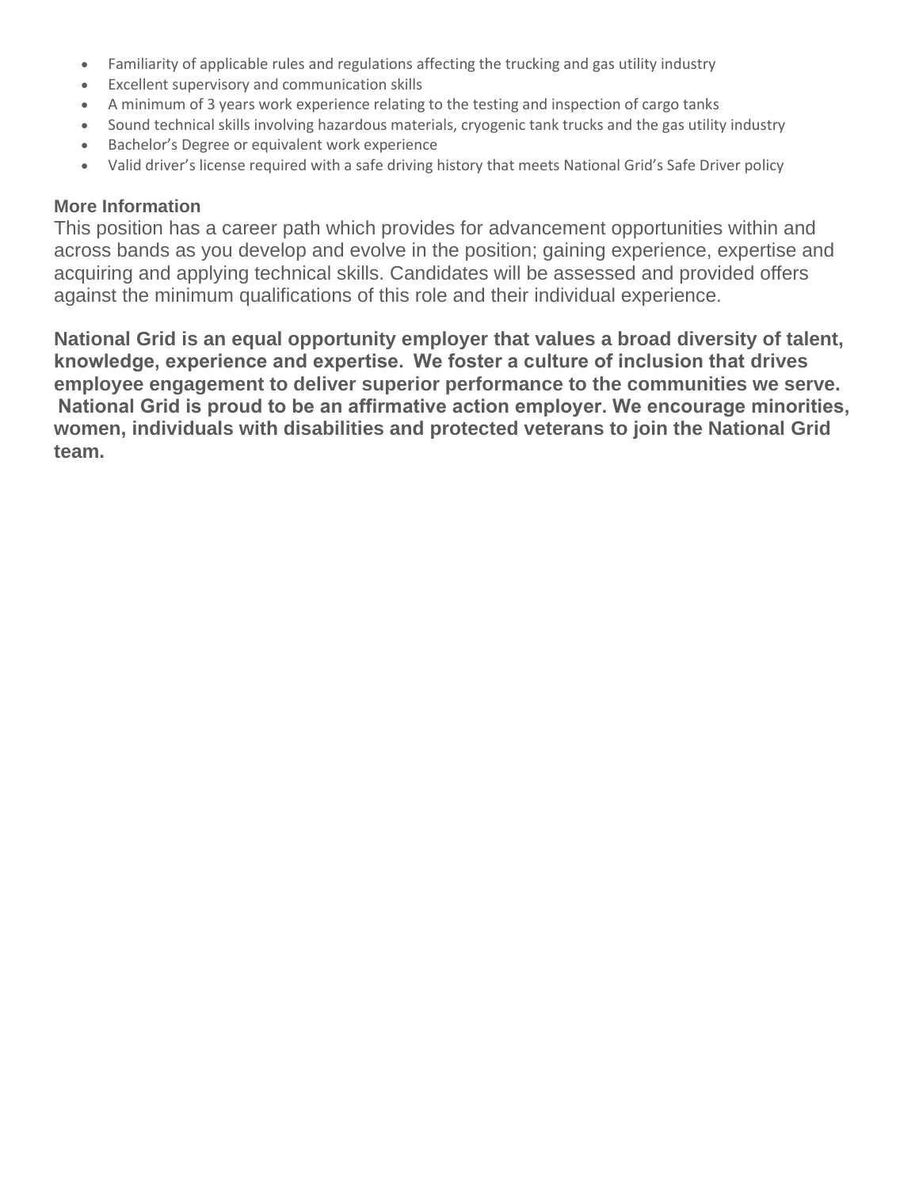- Familiarity of applicable rules and regulations affecting the trucking and gas utility industry
- Excellent supervisory and communication skills
- A minimum of 3 years work experience relating to the testing and inspection of cargo tanks
- Sound technical skills involving hazardous materials, cryogenic tank trucks and the gas utility industry
- Bachelor's Degree or equivalent work experience
- Valid driver's license required with a safe driving history that meets National Grid's Safe Driver policy

**More Information**

This position has a career path which provides for advancement opportunities within and across bands as you develop and evolve in the position; gaining experience, expertise and acquiring and applying technical skills. Candidates will be assessed and provided offers against the minimum qualifications of this role and their individual experience.

**National Grid is an equal opportunity employer that values a broad diversity of talent, knowledge, experience and expertise. We foster a culture of inclusion that drives employee engagement to deliver superior performance to the communities we serve. National Grid is proud to be an affirmative action employer. We encourage minorities, women, individuals with disabilities and protected veterans to join the National Grid team.**